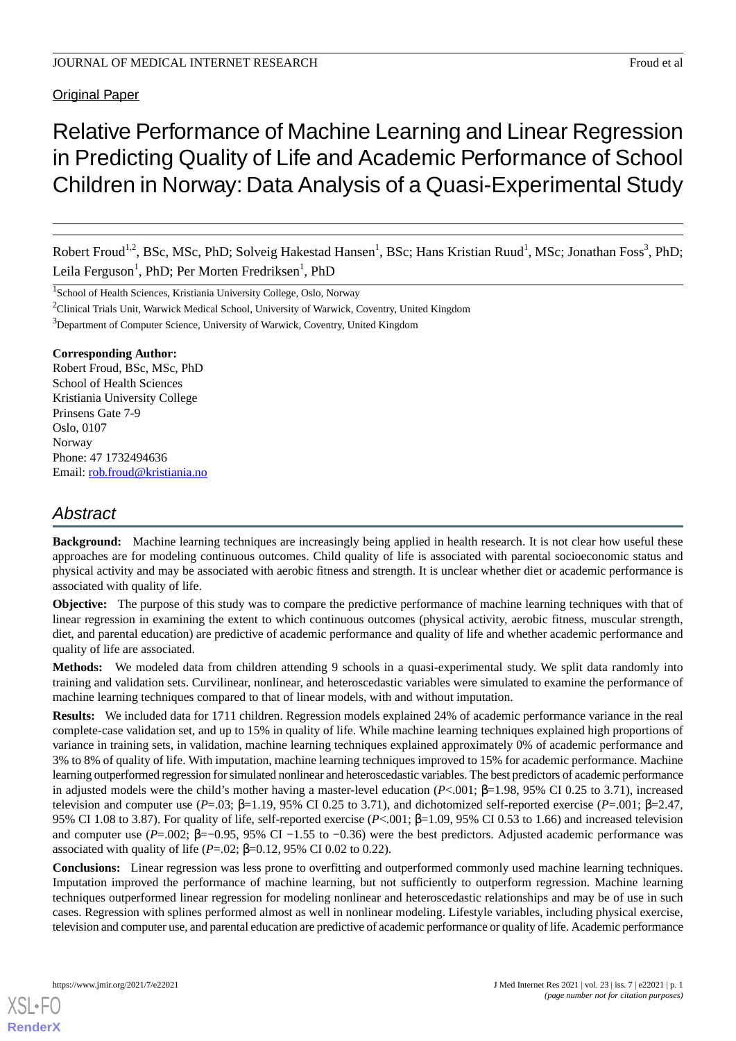Original Paper

# Relative Performance of Machine Learning and Linear Regression in Predicting Quality of Life and Academic Performance of School Children in Norway: Data Analysis of a Quasi-Experimental Study

Robert Froud[1,2], BSc, MSc, PhD; Solveig Hakestad Hansen[1], BSc; Hans Kristian Ruud[1], MSc; Jonathan Foss[3], PhD; Leila Ferguson[1], PhD; Per Morten Fredriksen[1], PhD

[1]School of Health Sciences, Kristiania University College, Oslo, Norway

[2]Clinical Trials Unit, Warwick Medical School, University of Warwick, Coventry, United Kingdom

[3]Department of Computer Science, University of Warwick, Coventry, United Kingdom

**Corresponding Author:**
Robert Froud, BSc, MSc, PhD
School of Health Sciences
Kristiania University College
Prinsens Gate 7-9
Oslo, 0107
Norway
Phone: 47 1732494636
Email: rob.froud@kristiania.no

## Abstract

**Background:** Machine learning techniques are increasingly being applied in health research. It is not clear how useful these approaches are for modeling continuous outcomes. Child quality of life is associated with parental socioeconomic status and physical activity and may be associated with aerobic fitness and strength. It is unclear whether diet or academic performance is associated with quality of life.

**Objective:** The purpose of this study was to compare the predictive performance of machine learning techniques with that of linear regression in examining the extent to which continuous outcomes (physical activity, aerobic fitness, muscular strength, diet, and parental education) are predictive of academic performance and quality of life and whether academic performance and quality of life are associated.

**Methods:** We modeled data from children attending 9 schools in a quasi-experimental study. We split data randomly into training and validation sets. Curvilinear, nonlinear, and heteroscedastic variables were simulated to examine the performance of machine learning techniques compared to that of linear models, with and without imputation.

**Results:** We included data for 1711 children. Regression models explained 24% of academic performance variance in the real complete-case validation set, and up to 15% in quality of life. While machine learning techniques explained high proportions of variance in training sets, in validation, machine learning techniques explained approximately 0% of academic performance and 3% to 8% of quality of life. With imputation, machine learning techniques improved to 15% for academic performance. Machine learning outperformed regression for simulated nonlinear and heteroscedastic variables. The best predictors of academic performance in adjusted models were the child's mother having a master-level education ($P$<.001; β=1.98, 95% CI 0.25 to 3.71), increased television and computer use ($P$=.03; β=1.19, 95% CI 0.25 to 3.71), and dichotomized self-reported exercise ($P$=.001; β=2.47, 95% CI 1.08 to 3.87). For quality of life, self-reported exercise ($P$<.001; β=1.09, 95% CI 0.53 to 1.66) and increased television and computer use ($P$=.002; β=−0.95, 95% CI −1.55 to −0.36) were the best predictors. Adjusted academic performance was associated with quality of life ($P$=.02; β=0.12, 95% CI 0.02 to 0.22).

**Conclusions:** Linear regression was less prone to overfitting and outperformed commonly used machine learning techniques. Imputation improved the performance of machine learning, but not sufficiently to outperform regression. Machine learning techniques outperformed linear regression for modeling nonlinear and heteroscedastic relationships and may be of use in such cases. Regression with splines performed almost as well in nonlinear modeling. Lifestyle variables, including physical exercise, television and computer use, and parental education are predictive of academic performance or quality of life. Academic performance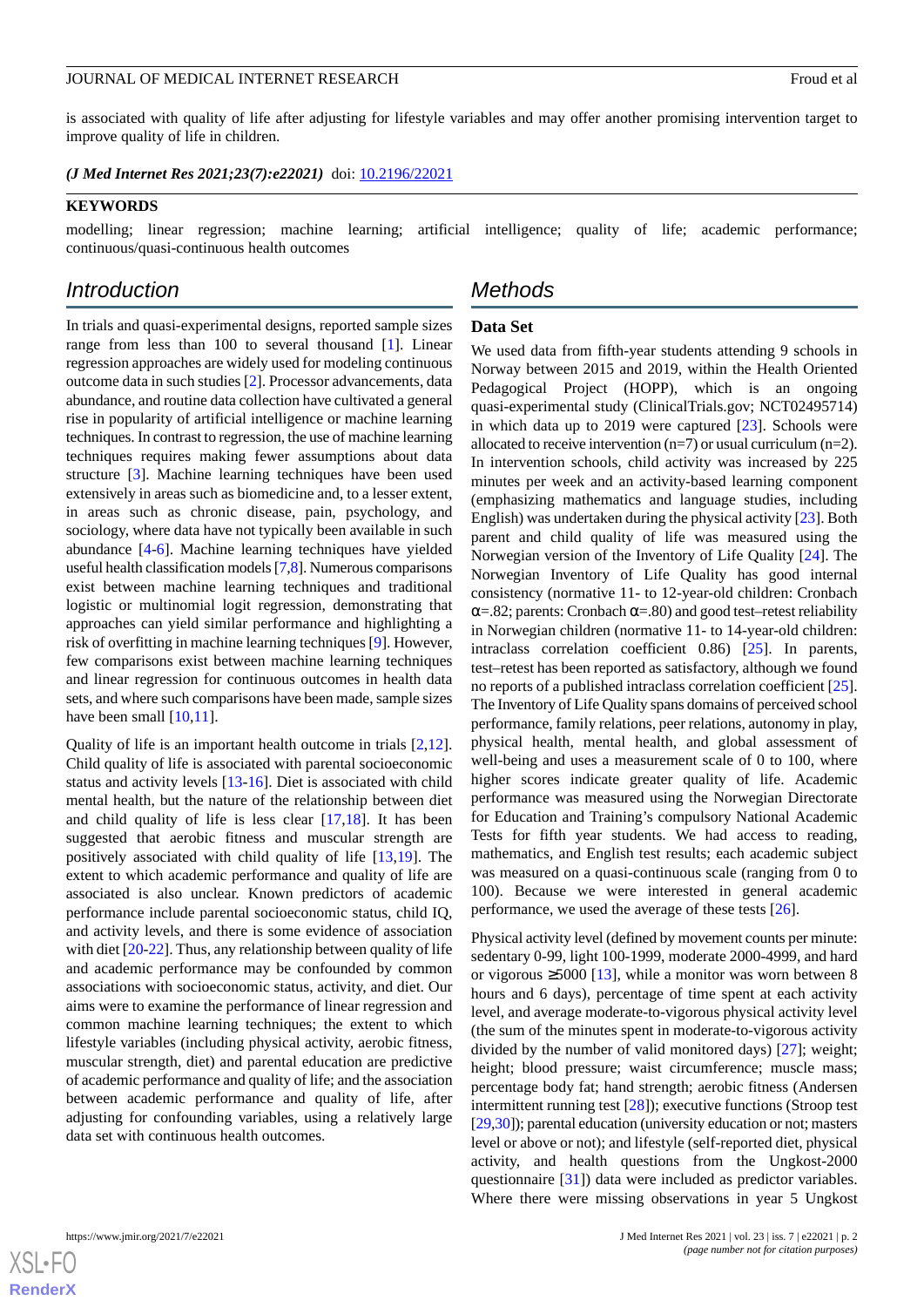is associated with quality of life after adjusting for lifestyle variables and may offer another promising intervention target to improve quality of life in children.

***(J Med Internet Res 2021;23(7):e22021)*** doi: 10.2196/22021

**KEYWORDS**

modelling; linear regression; machine learning; artificial intelligence; quality of life; academic performance; continuous/quasi-continuous health outcomes

## Introduction

In trials and quasi-experimental designs, reported sample sizes range from less than 100 to several thousand [1]. Linear regression approaches are widely used for modeling continuous outcome data in such studies [2]. Processor advancements, data abundance, and routine data collection have cultivated a general rise in popularity of artificial intelligence or machine learning techniques. In contrast to regression, the use of machine learning techniques requires making fewer assumptions about data structure [3]. Machine learning techniques have been used extensively in areas such as biomedicine and, to a lesser extent, in areas such as chronic disease, pain, psychology, and sociology, where data have not typically been available in such abundance [4-6]. Machine learning techniques have yielded useful health classification models [7,8]. Numerous comparisons exist between machine learning techniques and traditional logistic or multinomial logit regression, demonstrating that approaches can yield similar performance and highlighting a risk of overfitting in machine learning techniques [9]. However, few comparisons exist between machine learning techniques and linear regression for continuous outcomes in health data sets, and where such comparisons have been made, sample sizes have been small [10,11].

Quality of life is an important health outcome in trials [2,12]. Child quality of life is associated with parental socioeconomic status and activity levels [13-16]. Diet is associated with child mental health, but the nature of the relationship between diet and child quality of life is less clear [17,18]. It has been suggested that aerobic fitness and muscular strength are positively associated with child quality of life [13,19]. The extent to which academic performance and quality of life are associated is also unclear. Known predictors of academic performance include parental socioeconomic status, child IQ, and activity levels, and there is some evidence of association with diet [20-22]. Thus, any relationship between quality of life and academic performance may be confounded by common associations with socioeconomic status, activity, and diet. Our aims were to examine the performance of linear regression and common machine learning techniques; the extent to which lifestyle variables (including physical activity, aerobic fitness, muscular strength, diet) and parental education are predictive of academic performance and quality of life; and the association between academic performance and quality of life, after adjusting for confounding variables, using a relatively large data set with continuous health outcomes.

## Methods

### Data Set

We used data from fifth-year students attending 9 schools in Norway between 2015 and 2019, within the Health Oriented Pedagogical Project (HOPP), which is an ongoing quasi-experimental study (ClinicalTrials.gov; NCT02495714) in which data up to 2019 were captured [23]. Schools were allocated to receive intervention (n=7) or usual curriculum (n=2). In intervention schools, child activity was increased by 225 minutes per week and an activity-based learning component (emphasizing mathematics and language studies, including English) was undertaken during the physical activity [23]. Both parent and child quality of life was measured using the Norwegian version of the Inventory of Life Quality [24]. The Norwegian Inventory of Life Quality has good internal consistency (normative 11- to 12-year-old children: Cronbach $\alpha$=.82; parents: Cronbach $\alpha$=.80) and good test–retest reliability in Norwegian children (normative 11- to 14-year-old children: intraclass correlation coefficient 0.86) [25]. In parents, test–retest has been reported as satisfactory, although we found no reports of a published intraclass correlation coefficient [25]. The Inventory of Life Quality spans domains of perceived school performance, family relations, peer relations, autonomy in play, physical health, mental health, and global assessment of well-being and uses a measurement scale of 0 to 100, where higher scores indicate greater quality of life. Academic performance was measured using the Norwegian Directorate for Education and Training's compulsory National Academic Tests for fifth year students. We had access to reading, mathematics, and English test results; each academic subject was measured on a quasi-continuous scale (ranging from 0 to 100). Because we were interested in general academic performance, we used the average of these tests [26].

Physical activity level (defined by movement counts per minute: sedentary 0-99, light 100-1999, moderate 2000-4999, and hard or vigorous ≥5000 [13], while a monitor was worn between 8 hours and 6 days), percentage of time spent at each activity level, and average moderate-to-vigorous physical activity level (the sum of the minutes spent in moderate-to-vigorous activity divided by the number of valid monitored days) [27]; weight; height; blood pressure; waist circumference; muscle mass; percentage body fat; hand strength; aerobic fitness (Andersen intermittent running test [28]); executive functions (Stroop test [29,30]); parental education (university education or not; masters level or above or not); and lifestyle (self-reported diet, physical activity, and health questions from the Ungkost-2000 questionnaire [31]) data were included as predictor variables. Where there were missing observations in year 5 Ungkost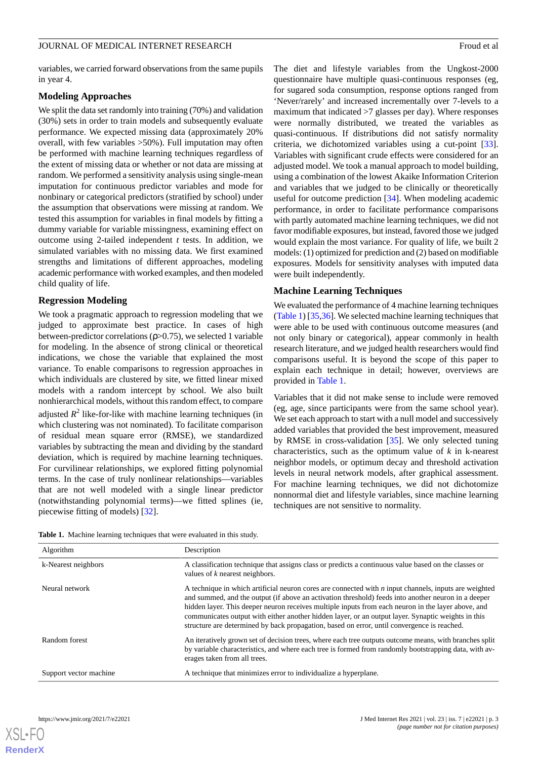variables, we carried forward observations from the same pupils in year 4.

### Modeling Approaches

We split the data set randomly into training (70%) and validation (30%) sets in order to train models and subsequently evaluate performance. We expected missing data (approximately 20% overall, with few variables >50%). Full imputation may often be performed with machine learning techniques regardless of the extent of missing data or whether or not data are missing at random. We performed a sensitivity analysis using single-mean imputation for continuous predictor variables and mode for nonbinary or categorical predictors (stratified by school) under the assumption that observations were missing at random. We tested this assumption for variables in final models by fitting a dummy variable for variable missingness, examining effect on outcome using 2-tailed independent *t* tests. In addition, we simulated variables with no missing data. We first examined strengths and limitations of different approaches, modeling academic performance with worked examples, and then modeled child quality of life.

### Regression Modeling

We took a pragmatic approach to regression modeling that we judged to approximate best practice. In cases of high between-predictor correlations (ρ>0.75), we selected 1 variable for modeling. In the absence of strong clinical or theoretical indications, we chose the variable that explained the most variance. To enable comparisons to regression approaches in which individuals are clustered by site, we fitted linear mixed models with a random intercept by school. We also built nonhierarchical models, without this random effect, to compare adjusted $R^2$ like-for-like with machine learning techniques (in which clustering was not nominated). To facilitate comparison of residual mean square error (RMSE), we standardized variables by subtracting the mean and dividing by the standard deviation, which is required by machine learning techniques. For curvilinear relationships, we explored fitting polynomial terms. In the case of truly nonlinear relationships—variables that are not well modeled with a single linear predictor (notwithstanding polynomial terms)—we fitted splines (ie, piecewise fitting of models) [32].

The diet and lifestyle variables from the Ungkost-2000 questionnaire have multiple quasi-continuous responses (eg, for sugared soda consumption, response options ranged from 'Never/rarely' and increased incrementally over 7-levels to a maximum that indicated >7 glasses per day). Where responses were normally distributed, we treated the variables as quasi-continuous. If distributions did not satisfy normality criteria, we dichotomized variables using a cut-point [33]. Variables with significant crude effects were considered for an adjusted model. We took a manual approach to model building, using a combination of the lowest Akaike Information Criterion and variables that we judged to be clinically or theoretically useful for outcome prediction [34]. When modeling academic performance, in order to facilitate performance comparisons with partly automated machine learning techniques, we did not favor modifiable exposures, but instead, favored those we judged would explain the most variance. For quality of life, we built 2 models: (1) optimized for prediction and (2) based on modifiable exposures. Models for sensitivity analyses with imputed data were built independently.

### Machine Learning Techniques

We evaluated the performance of 4 machine learning techniques (Table 1) [35,36]. We selected machine learning techniques that were able to be used with continuous outcome measures (and not only binary or categorical), appear commonly in health research literature, and we judged health researchers would find comparisons useful. It is beyond the scope of this paper to explain each technique in detail; however, overviews are provided in Table 1.

Variables that it did not make sense to include were removed (eg, age, since participants were from the same school year). We set each approach to start with a null model and successively added variables that provided the best improvement, measured by RMSE in cross-validation [35]. We only selected tuning characteristics, such as the optimum value of *k* in k-nearest neighbor models, or optimum decay and threshold activation levels in neural network models, after graphical assessment. For machine learning techniques, we did not dichotomize nonnormal diet and lifestyle variables, since machine learning techniques are not sensitive to normality.

**Table 1.** Machine learning techniques that were evaluated in this study.

| Algorithm | Description |
|---|---|
| k-Nearest neighbors | A classification technique that assigns class or predicts a continuous value based on the classes or values of *k* nearest neighbors. |
| Neural network | A technique in which artificial neuron cores are connected with *n* input channels, inputs are weighted and summed, and the output (if above an activation threshold) feeds into another neuron in a deeper hidden layer. This deeper neuron receives multiple inputs from each neuron in the layer above, and communicates output with either another hidden layer, or an output layer. Synaptic weights in this structure are determined by back propagation, based on error, until convergence is reached. |
| Random forest | An iteratively grown set of decision trees, where each tree outputs outcome means, with branches split by variable characteristics, and where each tree is formed from randomly bootstrapping data, with averages taken from all trees. |
| Support vector machine | A technique that minimizes error to individualize a hyperplane. |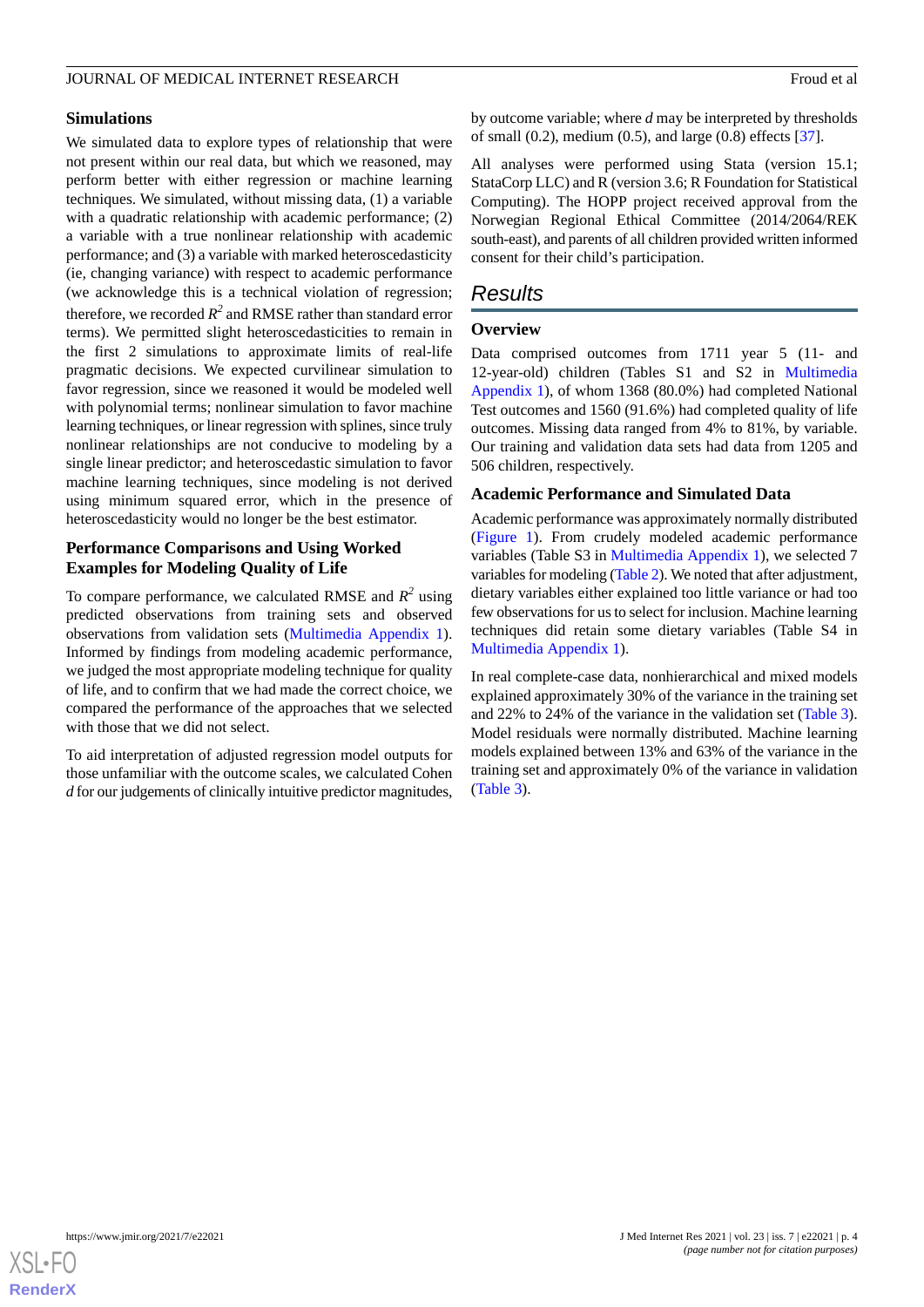### Simulations

We simulated data to explore types of relationship that were not present within our real data, but which we reasoned, may perform better with either regression or machine learning techniques. We simulated, without missing data, (1) a variable with a quadratic relationship with academic performance; (2) a variable with a true nonlinear relationship with academic performance; and (3) a variable with marked heteroscedasticity (ie, changing variance) with respect to academic performance (we acknowledge this is a technical violation of regression; therefore, we recorded $R^2$ and RMSE rather than standard error terms). We permitted slight heteroscedasticities to remain in the first 2 simulations to approximate limits of real-life pragmatic decisions. We expected curvilinear simulation to favor regression, since we reasoned it would be modeled well with polynomial terms; nonlinear simulation to favor machine learning techniques, or linear regression with splines, since truly nonlinear relationships are not conducive to modeling by a single linear predictor; and heteroscedastic simulation to favor machine learning techniques, since modeling is not derived using minimum squared error, which in the presence of heteroscedasticity would no longer be the best estimator.

### Performance Comparisons and Using Worked Examples for Modeling Quality of Life

To compare performance, we calculated RMSE and $R^2$ using predicted observations from training sets and observed observations from validation sets (Multimedia Appendix 1). Informed by findings from modeling academic performance, we judged the most appropriate modeling technique for quality of life, and to confirm that we had made the correct choice, we compared the performance of the approaches that we selected with those that we did not select.

To aid interpretation of adjusted regression model outputs for those unfamiliar with the outcome scales, we calculated Cohen *d* for our judgements of clinically intuitive predictor magnitudes, by outcome variable; where *d* may be interpreted by thresholds of small (0.2), medium (0.5), and large (0.8) effects [37].

All analyses were performed using Stata (version 15.1; StataCorp LLC) and R (version 3.6; R Foundation for Statistical Computing). The HOPP project received approval from the Norwegian Regional Ethical Committee (2014/2064/REK south-east), and parents of all children provided written informed consent for their child's participation.

## Results

### Overview

Data comprised outcomes from 1711 year 5 (11- and 12-year-old) children (Tables S1 and S2 in Multimedia Appendix 1), of whom 1368 (80.0%) had completed National Test outcomes and 1560 (91.6%) had completed quality of life outcomes. Missing data ranged from 4% to 81%, by variable. Our training and validation data sets had data from 1205 and 506 children, respectively.

### Academic Performance and Simulated Data

Academic performance was approximately normally distributed (Figure 1). From crudely modeled academic performance variables (Table S3 in Multimedia Appendix 1), we selected 7 variables for modeling (Table 2). We noted that after adjustment, dietary variables either explained too little variance or had too few observations for us to select for inclusion. Machine learning techniques did retain some dietary variables (Table S4 in Multimedia Appendix 1).

In real complete-case data, nonhierarchical and mixed models explained approximately 30% of the variance in the training set and 22% to 24% of the variance in the validation set (Table 3). Model residuals were normally distributed. Machine learning models explained between 13% and 63% of the variance in the training set and approximately 0% of the variance in validation (Table 3).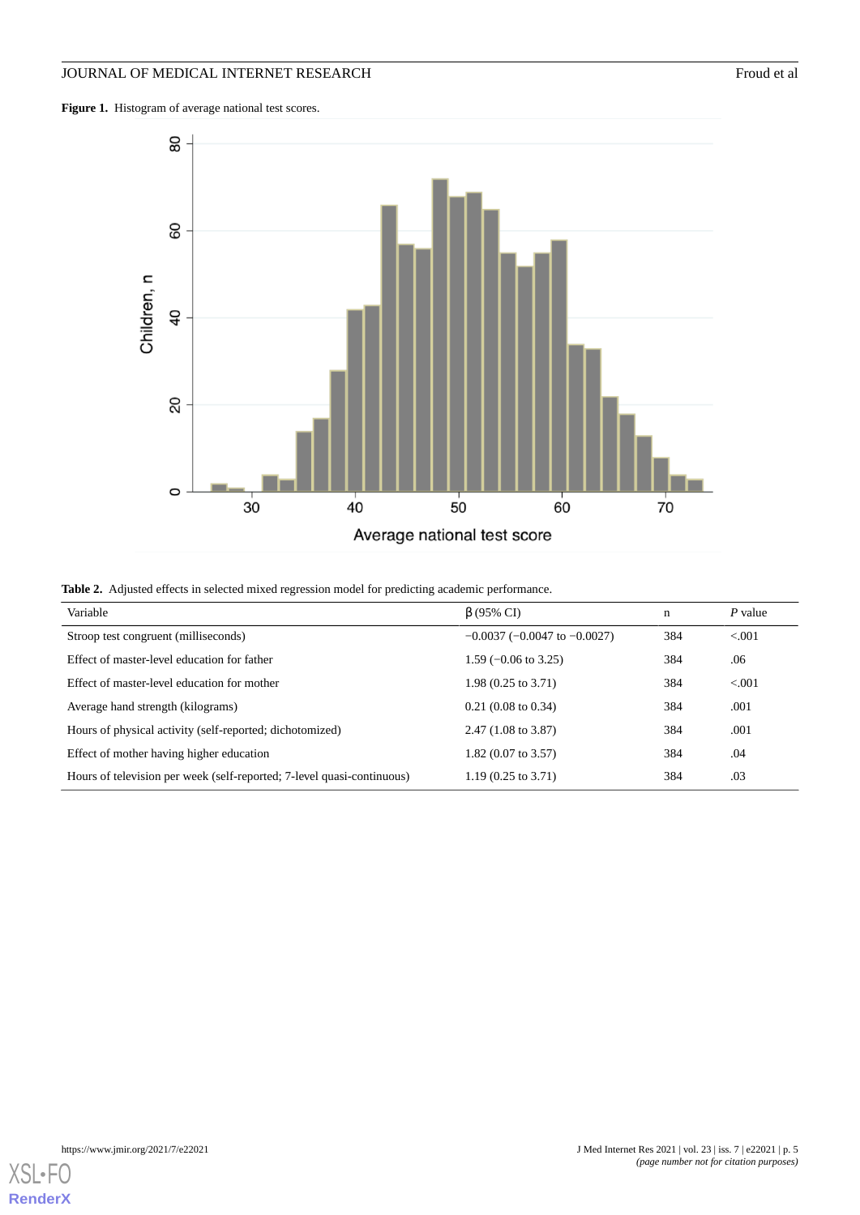**Figure 1.** Histogram of average national test scores.

**Table 2.** Adjusted effects in selected mixed regression model for predicting academic performance.

| Variable | β (95% CI) | n | *P* value |
|---|---|---|---|
| Stroop test congruent (milliseconds) | −0.0037 (−0.0047 to −0.0027) | 384 | <.001 |
| Effect of master-level education for father | 1.59 (−0.06 to 3.25) | 384 | .06 |
| Effect of master-level education for mother | 1.98 (0.25 to 3.71) | 384 | <.001 |
| Average hand strength (kilograms) | 0.21 (0.08 to 0.34) | 384 | .001 |
| Hours of physical activity (self-reported; dichotomized) | 2.47 (1.08 to 3.87) | 384 | .001 |
| Effect of mother having higher education | 1.82 (0.07 to 3.57) | 384 | .04 |
| Hours of television per week (self-reported; 7-level quasi-continuous) | 1.19 (0.25 to 3.71) | 384 | .03 |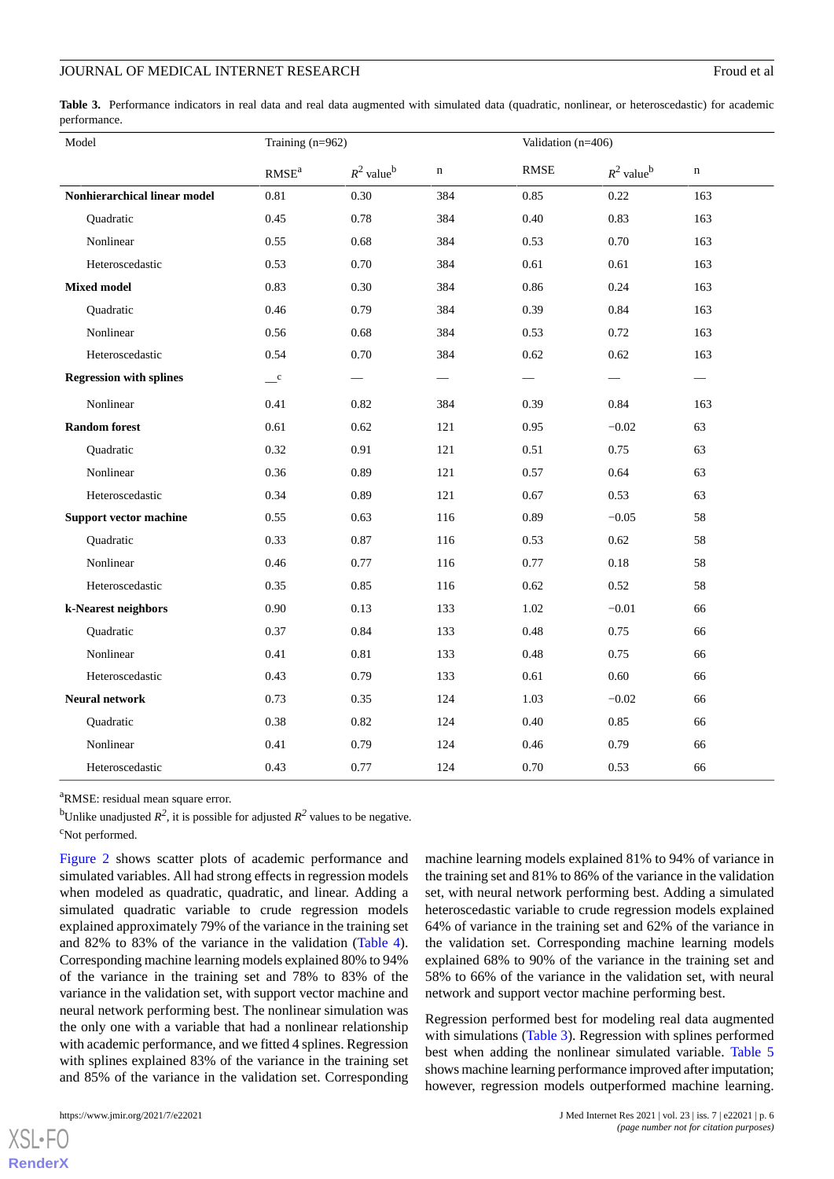**Table 3.** Performance indicators in real data and real data augmented with simulated data (quadratic, nonlinear, or heteroscedastic) for academic performance.

| Model | Training (n=962) | | | Validation (n=406) | | |
|---|---|---|---|---|---|---|
| | RMSE[a] | $R^2$ value[b] | n | RMSE | $R^2$ value[b] | n |
| **Nonhierarchical linear model** | 0.81 | 0.30 | 384 | 0.85 | 0.22 | 163 |
| Quadratic | 0.45 | 0.78 | 384 | 0.40 | 0.83 | 163 |
| Nonlinear | 0.55 | 0.68 | 384 | 0.53 | 0.70 | 163 |
| Heteroscedastic | 0.53 | 0.70 | 384 | 0.61 | 0.61 | 163 |
| **Mixed model** | 0.83 | 0.30 | 384 | 0.86 | 0.24 | 163 |
| Quadratic | 0.46 | 0.79 | 384 | 0.39 | 0.84 | 163 |
| Nonlinear | 0.56 | 0.68 | 384 | 0.53 | 0.72 | 163 |
| Heteroscedastic | 0.54 | 0.70 | 384 | 0.62 | 0.62 | 163 |
| **Regression with splines** | —[c] | — | — | — | — | — |
| Nonlinear | 0.41 | 0.82 | 384 | 0.39 | 0.84 | 163 |
| **Random forest** | 0.61 | 0.62 | 121 | 0.95 | −0.02 | 63 |
| Quadratic | 0.32 | 0.91 | 121 | 0.51 | 0.75 | 63 |
| Nonlinear | 0.36 | 0.89 | 121 | 0.57 | 0.64 | 63 |
| Heteroscedastic | 0.34 | 0.89 | 121 | 0.67 | 0.53 | 63 |
| **Support vector machine** | 0.55 | 0.63 | 116 | 0.89 | −0.05 | 58 |
| Quadratic | 0.33 | 0.87 | 116 | 0.53 | 0.62 | 58 |
| Nonlinear | 0.46 | 0.77 | 116 | 0.77 | 0.18 | 58 |
| Heteroscedastic | 0.35 | 0.85 | 116 | 0.62 | 0.52 | 58 |
| **k-Nearest neighbors** | 0.90 | 0.13 | 133 | 1.02 | −0.01 | 66 |
| Quadratic | 0.37 | 0.84 | 133 | 0.48 | 0.75 | 66 |
| Nonlinear | 0.41 | 0.81 | 133 | 0.48 | 0.75 | 66 |
| Heteroscedastic | 0.43 | 0.79 | 133 | 0.61 | 0.60 | 66 |
| **Neural network** | 0.73 | 0.35 | 124 | 1.03 | −0.02 | 66 |
| Quadratic | 0.38 | 0.82 | 124 | 0.40 | 0.85 | 66 |
| Nonlinear | 0.41 | 0.79 | 124 | 0.46 | 0.79 | 66 |
| Heteroscedastic | 0.43 | 0.77 | 124 | 0.70 | 0.53 | 66 |

[a]RMSE: residual mean square error.

[b]Unlike unadjusted $R^2$, it is possible for adjusted $R^2$ values to be negative.

[c]Not performed.

Figure 2 shows scatter plots of academic performance and simulated variables. All had strong effects in regression models when modeled as quadratic, quadratic, and linear. Adding a simulated quadratic variable to crude regression models explained approximately 79% of the variance in the training set and 82% to 83% of the variance in the validation (Table 4). Corresponding machine learning models explained 80% to 94% of the variance in the training set and 78% to 83% of the variance in the validation set, with support vector machine and neural network performing best. The nonlinear simulation was the only one with a variable that had a nonlinear relationship with academic performance, and we fitted 4 splines. Regression with splines explained 83% of the variance in the training set and 85% of the variance in the validation set. Corresponding machine learning models explained 81% to 94% of variance in the training set and 81% to 86% of the variance in the validation set, with neural network performing best. Adding a simulated heteroscedastic variable to crude regression models explained 64% of variance in the training set and 62% of the variance in the validation set. Corresponding machine learning models explained 68% to 90% of the variance in the training set and 58% to 66% of the variance in the validation set, with neural network and support vector machine performing best.

Regression performed best for modeling real data augmented with simulations (Table 3). Regression with splines performed best when adding the nonlinear simulated variable. Table 5 shows machine learning performance improved after imputation; however, regression models outperformed machine learning.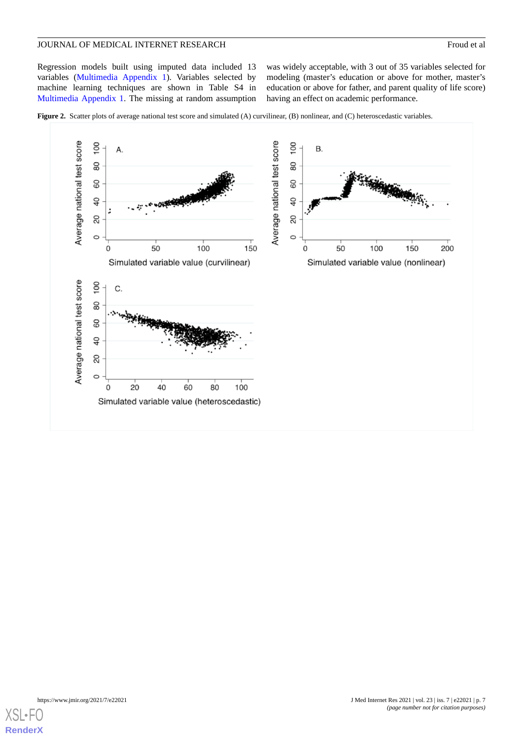Regression models built using imputed data included 13 variables (Multimedia Appendix 1). Variables selected by machine learning techniques are shown in Table S4 in Multimedia Appendix 1. The missing at random assumption was widely acceptable, with 3 out of 35 variables selected for modeling (master's education or above for mother, master's education or above for father, and parent quality of life score) having an effect on academic performance.

**Figure 2.** Scatter plots of average national test score and simulated (A) curvilinear, (B) nonlinear, and (C) heteroscedastic variables.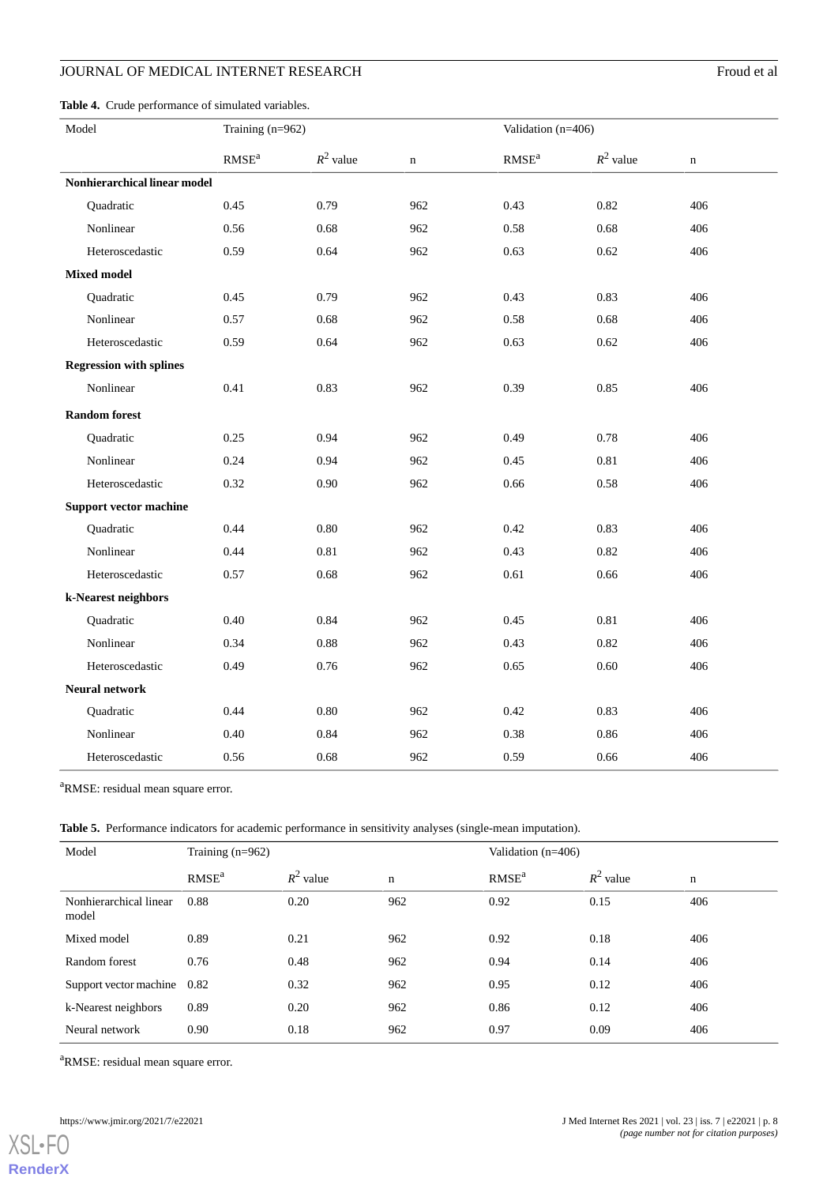**Table 4.** Crude performance of simulated variables.

| Model | Training (n=962) | | | Validation (n=406) | | |
|---|---|---|---|---|---|---|
| | RMSE[a] | $R^2$ value | n | RMSE[a] | $R^2$ value | n |
| **Nonhierarchical linear model** | | | | | | |
| Quadratic | 0.45 | 0.79 | 962 | 0.43 | 0.82 | 406 |
| Nonlinear | 0.56 | 0.68 | 962 | 0.58 | 0.68 | 406 |
| Heteroscedastic | 0.59 | 0.64 | 962 | 0.63 | 0.62 | 406 |
| **Mixed model** | | | | | | |
| Quadratic | 0.45 | 0.79 | 962 | 0.43 | 0.83 | 406 |
| Nonlinear | 0.57 | 0.68 | 962 | 0.58 | 0.68 | 406 |
| Heteroscedastic | 0.59 | 0.64 | 962 | 0.63 | 0.62 | 406 |
| **Regression with splines** | | | | | | |
| Nonlinear | 0.41 | 0.83 | 962 | 0.39 | 0.85 | 406 |
| **Random forest** | | | | | | |
| Quadratic | 0.25 | 0.94 | 962 | 0.49 | 0.78 | 406 |
| Nonlinear | 0.24 | 0.94 | 962 | 0.45 | 0.81 | 406 |
| Heteroscedastic | 0.32 | 0.90 | 962 | 0.66 | 0.58 | 406 |
| **Support vector machine** | | | | | | |
| Quadratic | 0.44 | 0.80 | 962 | 0.42 | 0.83 | 406 |
| Nonlinear | 0.44 | 0.81 | 962 | 0.43 | 0.82 | 406 |
| Heteroscedastic | 0.57 | 0.68 | 962 | 0.61 | 0.66 | 406 |
| **k-Nearest neighbors** | | | | | | |
| Quadratic | 0.40 | 0.84 | 962 | 0.45 | 0.81 | 406 |
| Nonlinear | 0.34 | 0.88 | 962 | 0.43 | 0.82 | 406 |
| Heteroscedastic | 0.49 | 0.76 | 962 | 0.65 | 0.60 | 406 |
| **Neural network** | | | | | | |
| Quadratic | 0.44 | 0.80 | 962 | 0.42 | 0.83 | 406 |
| Nonlinear | 0.40 | 0.84 | 962 | 0.38 | 0.86 | 406 |
| Heteroscedastic | 0.56 | 0.68 | 962 | 0.59 | 0.66 | 406 |

[a]RMSE: residual mean square error.

**Table 5.** Performance indicators for academic performance in sensitivity analyses (single-mean imputation).

| Model | Training (n=962) | | | Validation (n=406) | | |
|---|---|---|---|---|---|---|
| | RMSE[a] | $R^2$ value | n | RMSE[a] | $R^2$ value | n |
| Nonhierarchical linear model | 0.88 | 0.20 | 962 | 0.92 | 0.15 | 406 |
| Mixed model | 0.89 | 0.21 | 962 | 0.92 | 0.18 | 406 |
| Random forest | 0.76 | 0.48 | 962 | 0.94 | 0.14 | 406 |
| Support vector machine | 0.82 | 0.32 | 962 | 0.95 | 0.12 | 406 |
| k-Nearest neighbors | 0.89 | 0.20 | 962 | 0.86 | 0.12 | 406 |
| Neural network | 0.90 | 0.18 | 962 | 0.97 | 0.09 | 406 |

[a]RMSE: residual mean square error.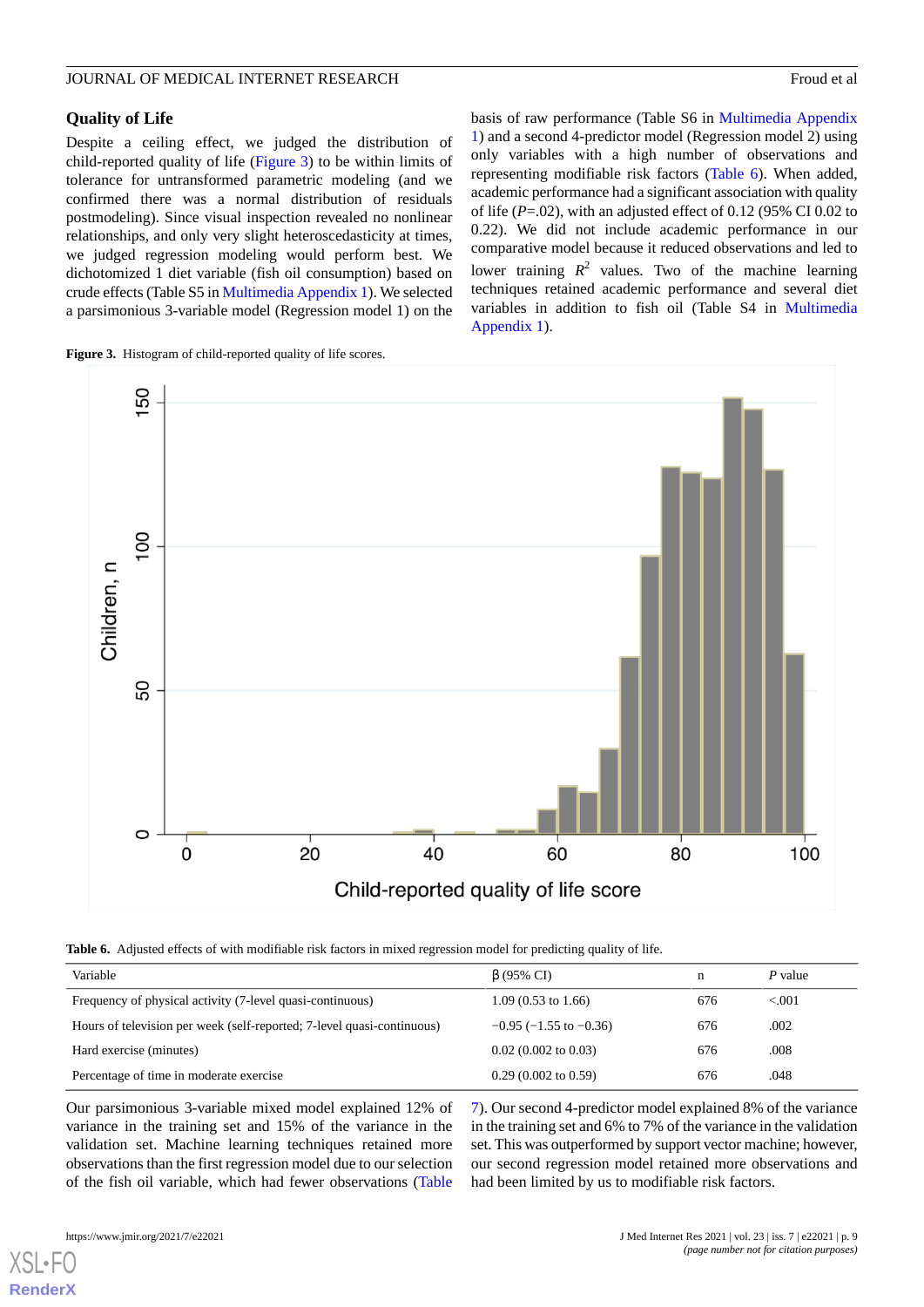### Quality of Life

Despite a ceiling effect, we judged the distribution of child-reported quality of life (Figure 3) to be within limits of tolerance for untransformed parametric modeling (and we confirmed there was a normal distribution of residuals postmodeling). Since visual inspection revealed no nonlinear relationships, and only very slight heteroscedasticity at times, we judged regression modeling would perform best. We dichotomized 1 diet variable (fish oil consumption) based on crude effects (Table S5 in Multimedia Appendix 1). We selected a parsimonious 3-variable model (Regression model 1) on the basis of raw performance (Table S6 in Multimedia Appendix 1) and a second 4-predictor model (Regression model 2) using only variables with a high number of observations and representing modifiable risk factors (Table 6). When added, academic performance had a significant association with quality of life (*P*=.02), with an adjusted effect of 0.12 (95% CI 0.02 to 0.22). We did not include academic performance in our comparative model because it reduced observations and led to lower training $R^2$ values. Two of the machine learning techniques retained academic performance and several diet variables in addition to fish oil (Table S4 in Multimedia Appendix 1).

**Figure 3.** Histogram of child-reported quality of life scores.

**Table 6.** Adjusted effects of with modifiable risk factors in mixed regression model for predicting quality of life.

| Variable | β (95% CI) | n | *P* value |
|---|---|---|---|
| Frequency of physical activity (7-level quasi-continuous) | 1.09 (0.53 to 1.66) | 676 | <.001 |
| Hours of television per week (self-reported; 7-level quasi-continuous) | −0.95 (−1.55 to −0.36) | 676 | .002 |
| Hard exercise (minutes) | 0.02 (0.002 to 0.03) | 676 | .008 |
| Percentage of time in moderate exercise | 0.29 (0.002 to 0.59) | 676 | .048 |

Our parsimonious 3-variable mixed model explained 12% of variance in the training set and 15% of the variance in the validation set. Machine learning techniques retained more observations than the first regression model due to our selection of the fish oil variable, which had fewer observations (Table 7). Our second 4-predictor model explained 8% of the variance in the training set and 6% to 7% of the variance in the validation set. This was outperformed by support vector machine; however, our second regression model retained more observations and had been limited by us to modifiable risk factors.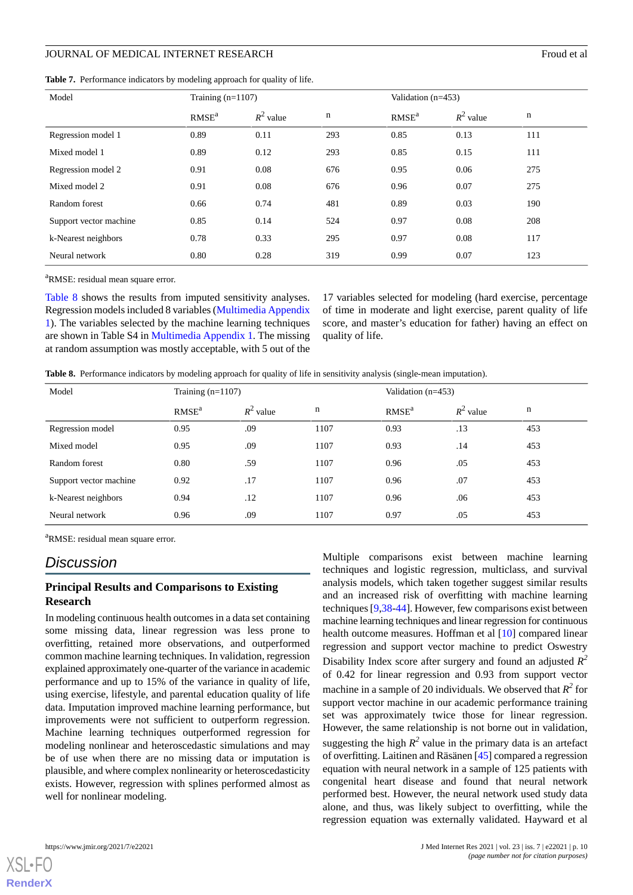**Table 7.** Performance indicators by modeling approach for quality of life.

| Model | Training (n=1107) | | | Validation (n=453) | | |
|---|---|---|---|---|---|---|
| | RMSE[a] | $R^2$ value | n | RMSE[a] | $R^2$ value | n |
| Regression model 1 | 0.89 | 0.11 | 293 | 0.85 | 0.13 | 111 |
| Mixed model 1 | 0.89 | 0.12 | 293 | 0.85 | 0.15 | 111 |
| Regression model 2 | 0.91 | 0.08 | 676 | 0.95 | 0.06 | 275 |
| Mixed model 2 | 0.91 | 0.08 | 676 | 0.96 | 0.07 | 275 |
| Random forest | 0.66 | 0.74 | 481 | 0.89 | 0.03 | 190 |
| Support vector machine | 0.85 | 0.14 | 524 | 0.97 | 0.08 | 208 |
| k-Nearest neighbors | 0.78 | 0.33 | 295 | 0.97 | 0.08 | 117 |
| Neural network | 0.80 | 0.28 | 319 | 0.99 | 0.07 | 123 |

[a]RMSE: residual mean square error.

Table 8 shows the results from imputed sensitivity analyses. Regression models included 8 variables (Multimedia Appendix 1). The variables selected by the machine learning techniques are shown in Table S4 in Multimedia Appendix 1. The missing at random assumption was mostly acceptable, with 5 out of the 17 variables selected for modeling (hard exercise, percentage of time in moderate and light exercise, parent quality of life score, and master's education for father) having an effect on quality of life.

**Table 8.** Performance indicators by modeling approach for quality of life in sensitivity analysis (single-mean imputation).

| Model | Training (n=1107) | | | Validation (n=453) | | |
|---|---|---|---|---|---|---|
| | RMSE[a] | $R^2$ value | n | RMSE[a] | $R^2$ value | n |
| Regression model | 0.95 | .09 | 1107 | 0.93 | .13 | 453 |
| Mixed model | 0.95 | .09 | 1107 | 0.93 | .14 | 453 |
| Random forest | 0.80 | .59 | 1107 | 0.96 | .05 | 453 |
| Support vector machine | 0.92 | .17 | 1107 | 0.96 | .07 | 453 |
| k-Nearest neighbors | 0.94 | .12 | 1107 | 0.96 | .06 | 453 |
| Neural network | 0.96 | .09 | 1107 | 0.97 | .05 | 453 |

[a]RMSE: residual mean square error.

## Discussion

### Principal Results and Comparisons to Existing Research

In modeling continuous health outcomes in a data set containing some missing data, linear regression was less prone to overfitting, retained more observations, and outperformed common machine learning techniques. In validation, regression explained approximately one-quarter of the variance in academic performance and up to 15% of the variance in quality of life, using exercise, lifestyle, and parental education quality of life data. Imputation improved machine learning performance, but improvements were not sufficient to outperform regression. Machine learning techniques outperformed regression for modeling nonlinear and heteroscedastic simulations and may be of use when there are no missing data or imputation is plausible, and where complex nonlinearity or heteroscedasticity exists. However, regression with splines performed almost as well for nonlinear modeling.

Multiple comparisons exist between machine learning techniques and logistic regression, multiclass, and survival analysis models, which taken together suggest similar results and an increased risk of overfitting with machine learning techniques [9,38-44]. However, few comparisons exist between machine learning techniques and linear regression for continuous health outcome measures. Hoffman et al [10] compared linear regression and support vector machine to predict Oswestry Disability Index score after surgery and found an adjusted $R^2$ of 0.42 for linear regression and 0.93 from support vector machine in a sample of 20 individuals. We observed that $R^2$ for support vector machine in our academic performance training set was approximately twice those for linear regression. However, the same relationship is not borne out in validation, suggesting the high $R^2$ value in the primary data is an artefact of overfitting. Laitinen and Räsänen [45] compared a regression equation with neural network in a sample of 125 patients with congenital heart disease and found that neural network performed best. However, the neural network used study data alone, and thus, was likely subject to overfitting, while the regression equation was externally validated. Hayward et al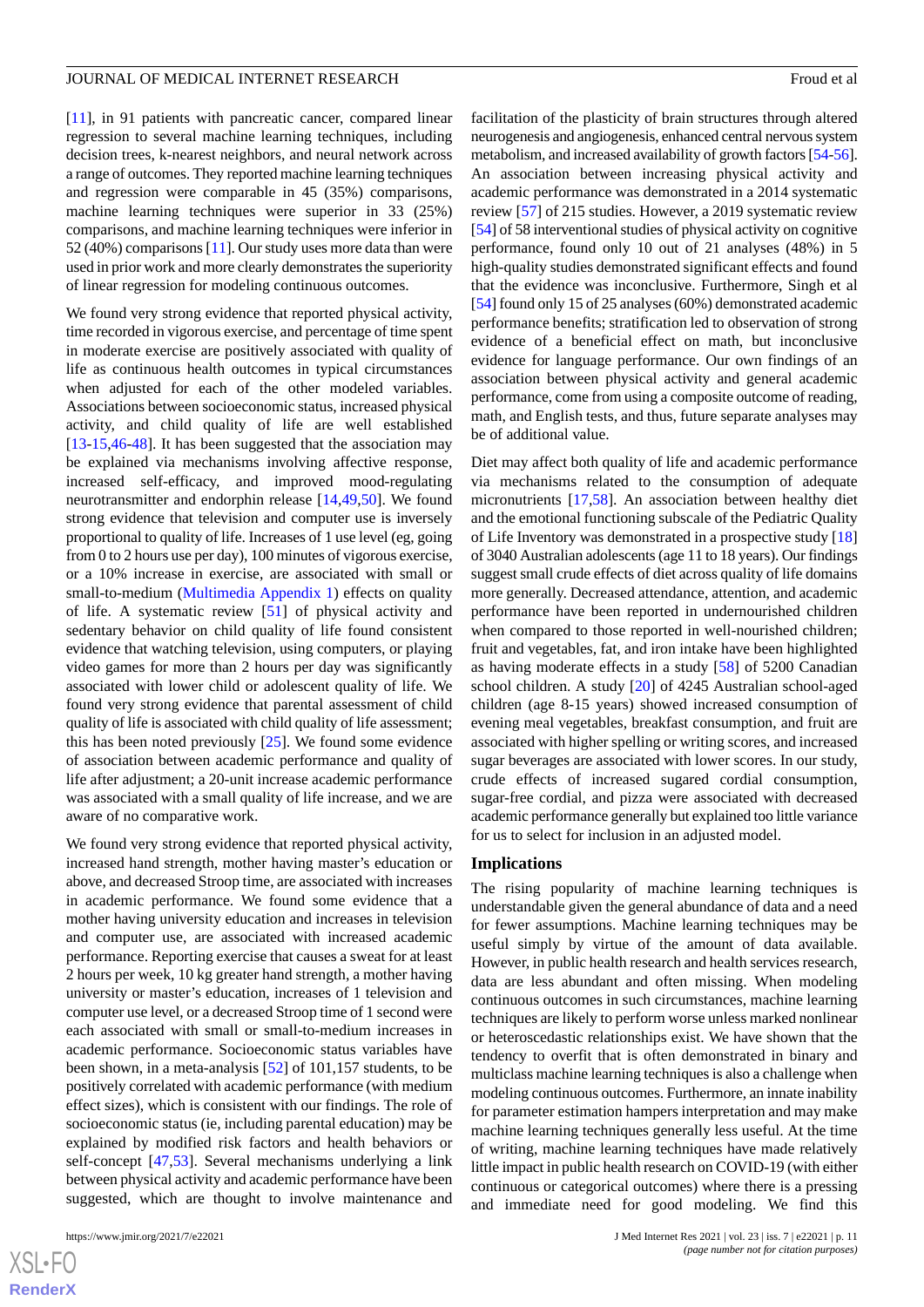[11], in 91 patients with pancreatic cancer, compared linear regression to several machine learning techniques, including decision trees, k-nearest neighbors, and neural network across a range of outcomes. They reported machine learning techniques and regression were comparable in 45 (35%) comparisons, machine learning techniques were superior in 33 (25%) comparisons, and machine learning techniques were inferior in 52 (40%) comparisons [11]. Our study uses more data than were used in prior work and more clearly demonstrates the superiority of linear regression for modeling continuous outcomes.

We found very strong evidence that reported physical activity, time recorded in vigorous exercise, and percentage of time spent in moderate exercise are positively associated with quality of life as continuous health outcomes in typical circumstances when adjusted for each of the other modeled variables. Associations between socioeconomic status, increased physical activity, and child quality of life are well established [13-15,46-48]. It has been suggested that the association may be explained via mechanisms involving affective response, increased self-efficacy, and improved mood-regulating neurotransmitter and endorphin release [14,49,50]. We found strong evidence that television and computer use is inversely proportional to quality of life. Increases of 1 use level (eg, going from 0 to 2 hours use per day), 100 minutes of vigorous exercise, or a 10% increase in exercise, are associated with small or small-to-medium (Multimedia Appendix 1) effects on quality of life. A systematic review [51] of physical activity and sedentary behavior on child quality of life found consistent evidence that watching television, using computers, or playing video games for more than 2 hours per day was significantly associated with lower child or adolescent quality of life. We found very strong evidence that parental assessment of child quality of life is associated with child quality of life assessment; this has been noted previously [25]. We found some evidence of association between academic performance and quality of life after adjustment; a 20-unit increase academic performance was associated with a small quality of life increase, and we are aware of no comparative work.

We found very strong evidence that reported physical activity, increased hand strength, mother having master's education or above, and decreased Stroop time, are associated with increases in academic performance. We found some evidence that a mother having university education and increases in television and computer use, are associated with increased academic performance. Reporting exercise that causes a sweat for at least 2 hours per week, 10 kg greater hand strength, a mother having university or master's education, increases of 1 television and computer use level, or a decreased Stroop time of 1 second were each associated with small or small-to-medium increases in academic performance. Socioeconomic status variables have been shown, in a meta-analysis [52] of 101,157 students, to be positively correlated with academic performance (with medium effect sizes), which is consistent with our findings. The role of socioeconomic status (ie, including parental education) may be explained by modified risk factors and health behaviors or self-concept [47,53]. Several mechanisms underlying a link between physical activity and academic performance have been suggested, which are thought to involve maintenance and facilitation of the plasticity of brain structures through altered neurogenesis and angiogenesis, enhanced central nervous system metabolism, and increased availability of growth factors [54-56]. An association between increasing physical activity and academic performance was demonstrated in a 2014 systematic review [57] of 215 studies. However, a 2019 systematic review [54] of 58 interventional studies of physical activity on cognitive performance, found only 10 out of 21 analyses (48%) in 5 high-quality studies demonstrated significant effects and found that the evidence was inconclusive. Furthermore, Singh et al [54] found only 15 of 25 analyses (60%) demonstrated academic performance benefits; stratification led to observation of strong evidence of a beneficial effect on math, but inconclusive evidence for language performance. Our own findings of an association between physical activity and general academic performance, come from using a composite outcome of reading, math, and English tests, and thus, future separate analyses may be of additional value.

Diet may affect both quality of life and academic performance via mechanisms related to the consumption of adequate micronutrients [17,58]. An association between healthy diet and the emotional functioning subscale of the Pediatric Quality of Life Inventory was demonstrated in a prospective study [18] of 3040 Australian adolescents (age 11 to 18 years). Our findings suggest small crude effects of diet across quality of life domains more generally. Decreased attendance, attention, and academic performance have been reported in undernourished children when compared to those reported in well-nourished children; fruit and vegetables, fat, and iron intake have been highlighted as having moderate effects in a study [58] of 5200 Canadian school children. A study [20] of 4245 Australian school-aged children (age 8-15 years) showed increased consumption of evening meal vegetables, breakfast consumption, and fruit are associated with higher spelling or writing scores, and increased sugar beverages are associated with lower scores. In our study, crude effects of increased sugared cordial consumption, sugar-free cordial, and pizza were associated with decreased academic performance generally but explained too little variance for us to select for inclusion in an adjusted model.

### Implications

The rising popularity of machine learning techniques is understandable given the general abundance of data and a need for fewer assumptions. Machine learning techniques may be useful simply by virtue of the amount of data available. However, in public health research and health services research, data are less abundant and often missing. When modeling continuous outcomes in such circumstances, machine learning techniques are likely to perform worse unless marked nonlinear or heteroscedastic relationships exist. We have shown that the tendency to overfit that is often demonstrated in binary and multiclass machine learning techniques is also a challenge when modeling continuous outcomes. Furthermore, an innate inability for parameter estimation hampers interpretation and may make machine learning techniques generally less useful. At the time of writing, machine learning techniques have made relatively little impact in public health research on COVID-19 (with either continuous or categorical outcomes) where there is a pressing and immediate need for good modeling. We find this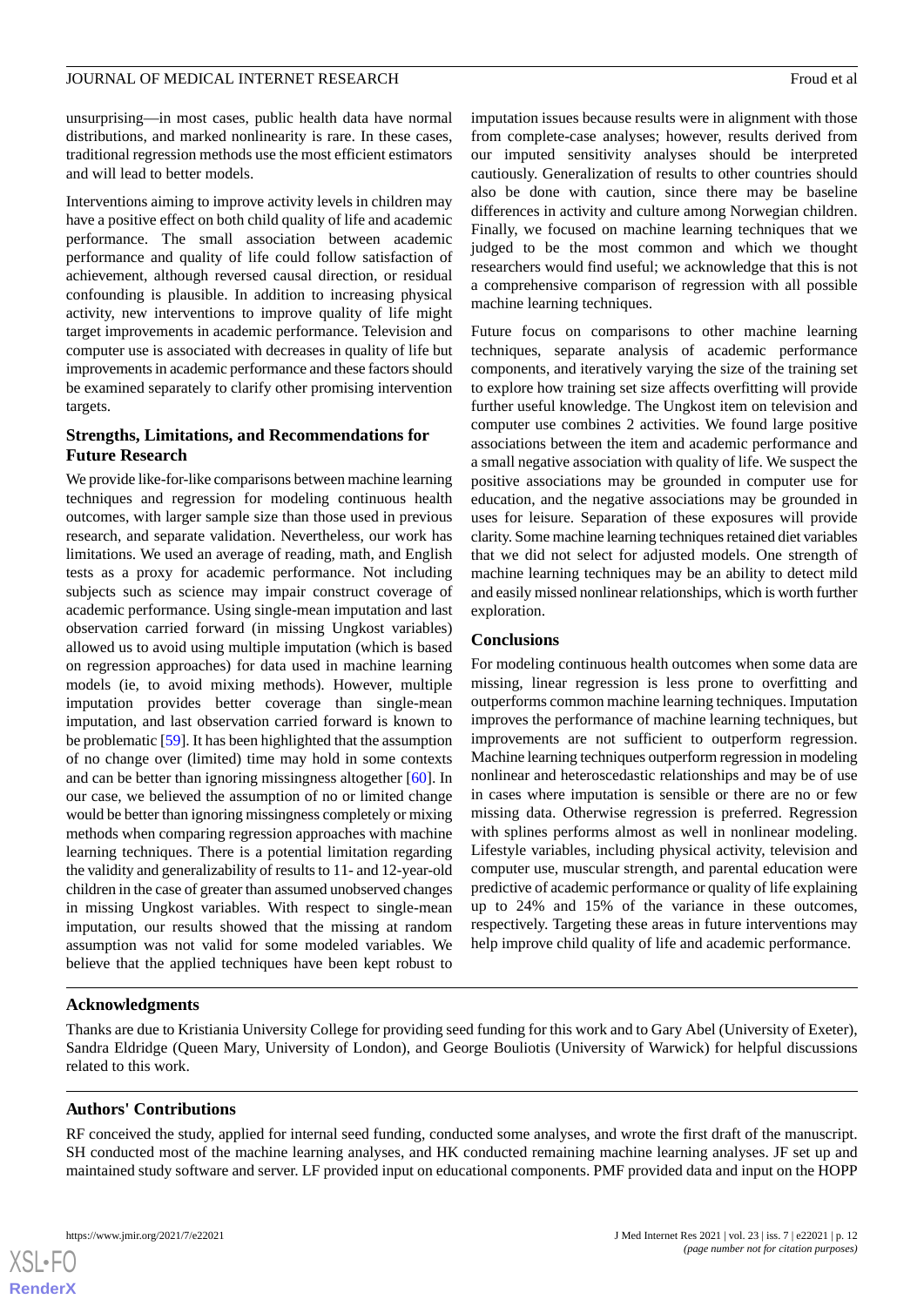unsurprising—in most cases, public health data have normal distributions, and marked nonlinearity is rare. In these cases, traditional regression methods use the most efficient estimators and will lead to better models.

Interventions aiming to improve activity levels in children may have a positive effect on both child quality of life and academic performance. The small association between academic performance and quality of life could follow satisfaction of achievement, although reversed causal direction, or residual confounding is plausible. In addition to increasing physical activity, new interventions to improve quality of life might target improvements in academic performance. Television and computer use is associated with decreases in quality of life but improvements in academic performance and these factors should be examined separately to clarify other promising intervention targets.

### Strengths, Limitations, and Recommendations for Future Research

We provide like-for-like comparisons between machine learning techniques and regression for modeling continuous health outcomes, with larger sample size than those used in previous research, and separate validation. Nevertheless, our work has limitations. We used an average of reading, math, and English tests as a proxy for academic performance. Not including subjects such as science may impair construct coverage of academic performance. Using single-mean imputation and last observation carried forward (in missing Ungkost variables) allowed us to avoid using multiple imputation (which is based on regression approaches) for data used in machine learning models (ie, to avoid mixing methods). However, multiple imputation provides better coverage than single-mean imputation, and last observation carried forward is known to be problematic [59]. It has been highlighted that the assumption of no change over (limited) time may hold in some contexts and can be better than ignoring missingness altogether [60]. In our case, we believed the assumption of no or limited change would be better than ignoring missingness completely or mixing methods when comparing regression approaches with machine learning techniques. There is a potential limitation regarding the validity and generalizability of results to 11- and 12-year-old children in the case of greater than assumed unobserved changes in missing Ungkost variables. With respect to single-mean imputation, our results showed that the missing at random assumption was not valid for some modeled variables. We believe that the applied techniques have been kept robust to imputation issues because results were in alignment with those from complete-case analyses; however, results derived from our imputed sensitivity analyses should be interpreted cautiously. Generalization of results to other countries should also be done with caution, since there may be baseline differences in activity and culture among Norwegian children. Finally, we focused on machine learning techniques that we judged to be the most common and which we thought researchers would find useful; we acknowledge that this is not a comprehensive comparison of regression with all possible machine learning techniques.

Future focus on comparisons to other machine learning techniques, separate analysis of academic performance components, and iteratively varying the size of the training set to explore how training set size affects overfitting will provide further useful knowledge. The Ungkost item on television and computer use combines 2 activities. We found large positive associations between the item and academic performance and a small negative association with quality of life. We suspect the positive associations may be grounded in computer use for education, and the negative associations may be grounded in uses for leisure. Separation of these exposures will provide clarity. Some machine learning techniques retained diet variables that we did not select for adjusted models. One strength of machine learning techniques may be an ability to detect mild and easily missed nonlinear relationships, which is worth further exploration.

### Conclusions

For modeling continuous health outcomes when some data are missing, linear regression is less prone to overfitting and outperforms common machine learning techniques. Imputation improves the performance of machine learning techniques, but improvements are not sufficient to outperform regression. Machine learning techniques outperform regression in modeling nonlinear and heteroscedastic relationships and may be of use in cases where imputation is sensible or there are no or few missing data. Otherwise regression is preferred. Regression with splines performs almost as well in nonlinear modeling. Lifestyle variables, including physical activity, television and computer use, muscular strength, and parental education were predictive of academic performance or quality of life explaining up to 24% and 15% of the variance in these outcomes, respectively. Targeting these areas in future interventions may help improve child quality of life and academic performance.

## Acknowledgments

Thanks are due to Kristiania University College for providing seed funding for this work and to Gary Abel (University of Exeter), Sandra Eldridge (Queen Mary, University of London), and George Bouliotis (University of Warwick) for helpful discussions related to this work.

## Authors' Contributions

RF conceived the study, applied for internal seed funding, conducted some analyses, and wrote the first draft of the manuscript. SH conducted most of the machine learning analyses, and HK conducted remaining machine learning analyses. JF set up and maintained study software and server. LF provided input on educational components. PMF provided data and input on the HOPP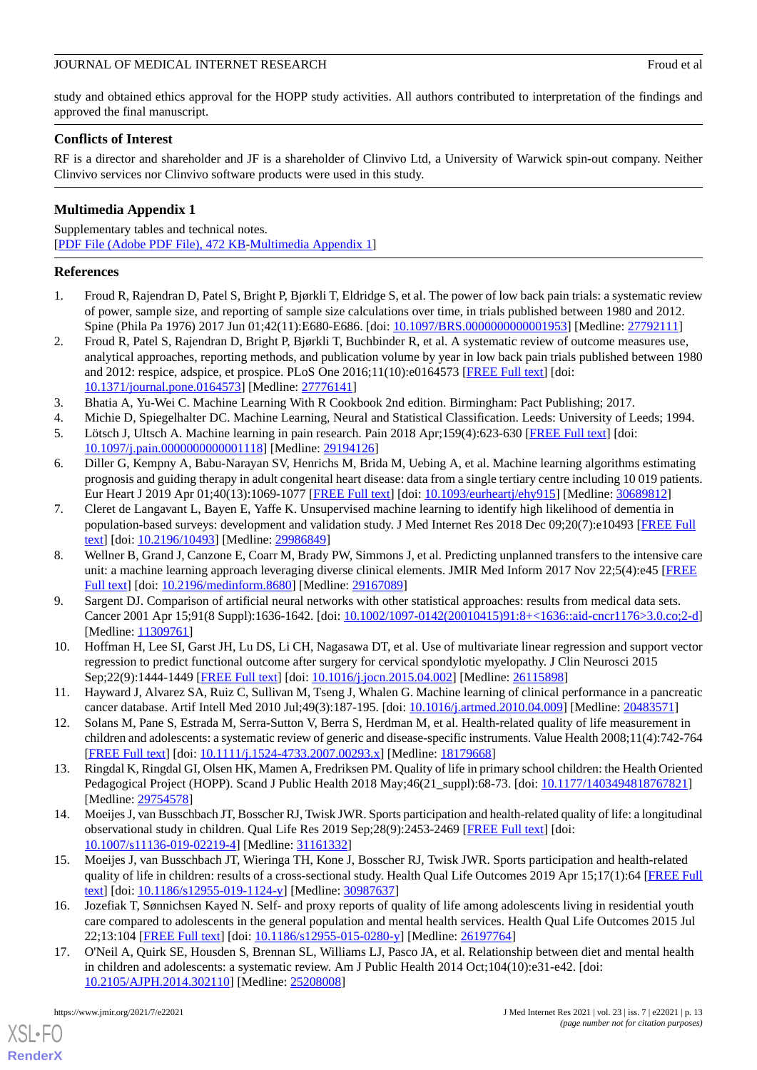study and obtained ethics approval for the HOPP study activities. All authors contributed to interpretation of the findings and approved the final manuscript.

## Conflicts of Interest

RF is a director and shareholder and JF is a shareholder of Clinvivo Ltd, a University of Warwick spin-out company. Neither Clinvivo services nor Clinvivo software products were used in this study.

## Multimedia Appendix 1

Supplementary tables and technical notes.
[PDF File (Adobe PDF File), 472 KB-Multimedia Appendix 1]

## References

1. Froud R, Rajendran D, Patel S, Bright P, Bjørkli T, Eldridge S, et al. The power of low back pain trials: a systematic review of power, sample size, and reporting of sample size calculations over time, in trials published between 1980 and 2012. Spine (Phila Pa 1976) 2017 Jun 01;42(11):E680-E686. [doi: 10.1097/BRS.0000000000001953] [Medline: 27792111]
2. Froud R, Patel S, Rajendran D, Bright P, Bjørkli T, Buchbinder R, et al. A systematic review of outcome measures use, analytical approaches, reporting methods, and publication volume by year in low back pain trials published between 1980 and 2012: respice, adspice, et prospice. PLoS One 2016;11(10):e0164573 [FREE Full text] [doi: 10.1371/journal.pone.0164573] [Medline: 27776141]
3. Bhatia A, Yu-Wei C. Machine Learning With R Cookbook 2nd edition. Birmingham: Pact Publishing; 2017.
4. Michie D, Spiegelhalter DC. Machine Learning, Neural and Statistical Classification. Leeds: University of Leeds; 1994.
5. Lötsch J, Ultsch A. Machine learning in pain research. Pain 2018 Apr;159(4):623-630 [FREE Full text] [doi: 10.1097/j.pain.0000000000001118] [Medline: 29194126]
6. Diller G, Kempny A, Babu-Narayan SV, Henrichs M, Brida M, Uebing A, et al. Machine learning algorithms estimating prognosis and guiding therapy in adult congenital heart disease: data from a single tertiary centre including 10 019 patients. Eur Heart J 2019 Apr 01;40(13):1069-1077 [FREE Full text] [doi: 10.1093/eurheartj/ehy915] [Medline: 30689812]
7. Cleret de Langavant L, Bayen E, Yaffe K. Unsupervised machine learning to identify high likelihood of dementia in population-based surveys: development and validation study. J Med Internet Res 2018 Dec 09;20(7):e10493 [FREE Full text] [doi: 10.2196/10493] [Medline: 29986849]
8. Wellner B, Grand J, Canzone E, Coarr M, Brady PW, Simmons J, et al. Predicting unplanned transfers to the intensive care unit: a machine learning approach leveraging diverse clinical elements. JMIR Med Inform 2017 Nov 22;5(4):e45 [FREE Full text] [doi: 10.2196/medinform.8680] [Medline: 29167089]
9. Sargent DJ. Comparison of artificial neural networks with other statistical approaches: results from medical data sets. Cancer 2001 Apr 15;91(8 Suppl):1636-1642. [doi: 10.1002/1097-0142(20010415)91:8+<1636::aid-cncr1176>3.0.co;2-d] [Medline: 11309761]
10. Hoffman H, Lee SI, Garst JH, Lu DS, Li CH, Nagasawa DT, et al. Use of multivariate linear regression and support vector regression to predict functional outcome after surgery for cervical spondylotic myelopathy. J Clin Neurosci 2015 Sep;22(9):1444-1449 [FREE Full text] [doi: 10.1016/j.jocn.2015.04.002] [Medline: 26115898]
11. Hayward J, Alvarez SA, Ruiz C, Sullivan M, Tseng J, Whalen G. Machine learning of clinical performance in a pancreatic cancer database. Artif Intell Med 2010 Jul;49(3):187-195. [doi: 10.1016/j.artmed.2010.04.009] [Medline: 20483571]
12. Solans M, Pane S, Estrada M, Serra-Sutton V, Berra S, Herdman M, et al. Health-related quality of life measurement in children and adolescents: a systematic review of generic and disease-specific instruments. Value Health 2008;11(4):742-764 [FREE Full text] [doi: 10.1111/j.1524-4733.2007.00293.x] [Medline: 18179668]
13. Ringdal K, Ringdal GI, Olsen HK, Mamen A, Fredriksen PM. Quality of life in primary school children: the Health Oriented Pedagogical Project (HOPP). Scand J Public Health 2018 May;46(21_suppl):68-73. [doi: 10.1177/1403494818767821] [Medline: 29754578]
14. Moeijes J, van Busschbach JT, Bosscher RJ, Twisk JWR. Sports participation and health-related quality of life: a longitudinal observational study in children. Qual Life Res 2019 Sep;28(9):2453-2469 [FREE Full text] [doi: 10.1007/s11136-019-02219-4] [Medline: 31161332]
15. Moeijes J, van Busschbach JT, Wieringa TH, Kone J, Bosscher RJ, Twisk JWR. Sports participation and health-related quality of life in children: results of a cross-sectional study. Health Qual Life Outcomes 2019 Apr 15;17(1):64 [FREE Full text] [doi: 10.1186/s12955-019-1124-y] [Medline: 30987637]
16. Jozefiak T, Sønnichsen Kayed N. Self- and proxy reports of quality of life among adolescents living in residential youth care compared to adolescents in the general population and mental health services. Health Qual Life Outcomes 2015 Jul 22;13:104 [FREE Full text] [doi: 10.1186/s12955-015-0280-y] [Medline: 26197764]
17. O'Neil A, Quirk SE, Housden S, Brennan SL, Williams LJ, Pasco JA, et al. Relationship between diet and mental health in children and adolescents: a systematic review. Am J Public Health 2014 Oct;104(10):e31-e42. [doi: 10.2105/AJPH.2014.302110] [Medline: 25208008]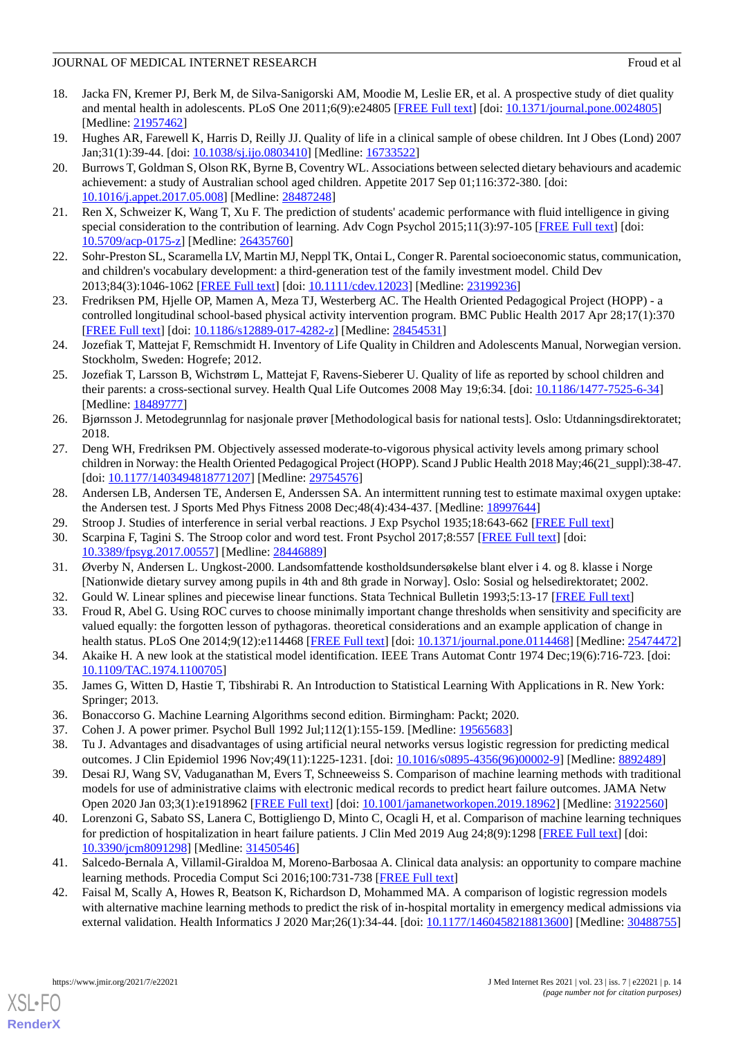18. Jacka FN, Kremer PJ, Berk M, de Silva-Sanigorski AM, Moodie M, Leslie ER, et al. A prospective study of diet quality and mental health in adolescents. PLoS One 2011;6(9):e24805 [FREE Full text] [doi: 10.1371/journal.pone.0024805] [Medline: 21957462]
19. Hughes AR, Farewell K, Harris D, Reilly JJ. Quality of life in a clinical sample of obese children. Int J Obes (Lond) 2007 Jan;31(1):39-44. [doi: 10.1038/sj.ijo.0803410] [Medline: 16733522]
20. Burrows T, Goldman S, Olson RK, Byrne B, Coventry WL. Associations between selected dietary behaviours and academic achievement: a study of Australian school aged children. Appetite 2017 Sep 01;116:372-380. [doi: 10.1016/j.appet.2017.05.008] [Medline: 28487248]
21. Ren X, Schweizer K, Wang T, Xu F. The prediction of students' academic performance with fluid intelligence in giving special consideration to the contribution of learning. Adv Cogn Psychol 2015;11(3):97-105 [FREE Full text] [doi: 10.5709/acp-0175-z] [Medline: 26435760]
22. Sohr-Preston SL, Scaramella LV, Martin MJ, Neppl TK, Ontai L, Conger R. Parental socioeconomic status, communication, and children's vocabulary development: a third-generation test of the family investment model. Child Dev 2013;84(3):1046-1062 [FREE Full text] [doi: 10.1111/cdev.12023] [Medline: 23199236]
23. Fredriksen PM, Hjelle OP, Mamen A, Meza TJ, Westerberg AC. The Health Oriented Pedagogical Project (HOPP) - a controlled longitudinal school-based physical activity intervention program. BMC Public Health 2017 Apr 28;17(1):370 [FREE Full text] [doi: 10.1186/s12889-017-4282-z] [Medline: 28454531]
24. Jozefiak T, Mattejat F, Remschmidt H. Inventory of Life Quality in Children and Adolescents Manual, Norwegian version. Stockholm, Sweden: Hogrefe; 2012.
25. Jozefiak T, Larsson B, Wichstrøm L, Mattejat F, Ravens-Sieberer U. Quality of life as reported by school children and their parents: a cross-sectional survey. Health Qual Life Outcomes 2008 May 19;6:34. [doi: 10.1186/1477-7525-6-34] [Medline: 18489777]
26. Bjørnsson J. Metodegrunnlag for nasjonale prøver [Methodological basis for national tests]. Oslo: Utdanningsdirektoratet; 2018.
27. Deng WH, Fredriksen PM. Objectively assessed moderate-to-vigorous physical activity levels among primary school children in Norway: the Health Oriented Pedagogical Project (HOPP). Scand J Public Health 2018 May;46(21_suppl):38-47. [doi: 10.1177/1403494818771207] [Medline: 29754576]
28. Andersen LB, Andersen TE, Andersen E, Anderssen SA. An intermittent running test to estimate maximal oxygen uptake: the Andersen test. J Sports Med Phys Fitness 2008 Dec;48(4):434-437. [Medline: 18997644]
29. Stroop J. Studies of interference in serial verbal reactions. J Exp Psychol 1935;18:643-662 [FREE Full text]
30. Scarpina F, Tagini S. The Stroop color and word test. Front Psychol 2017;8:557 [FREE Full text] [doi: 10.3389/fpsyg.2017.00557] [Medline: 28446889]
31. Øverby N, Andersen L. Ungkost-2000. Landsomfattende kostholdsundersøkelse blant elver i 4. og 8. klasse i Norge [Nationwide dietary survey among pupils in 4th and 8th grade in Norway]. Oslo: Sosial og helsedirektoratet; 2002.
32. Gould W. Linear splines and piecewise linear functions. Stata Technical Bulletin 1993;5:13-17 [FREE Full text]
33. Froud R, Abel G. Using ROC curves to choose minimally important change thresholds when sensitivity and specificity are valued equally: the forgotten lesson of pythagoras. theoretical considerations and an example application of change in health status. PLoS One 2014;9(12):e114468 [FREE Full text] [doi: 10.1371/journal.pone.0114468] [Medline: 25474472]
34. Akaike H. A new look at the statistical model identification. IEEE Trans Automat Contr 1974 Dec;19(6):716-723. [doi: 10.1109/TAC.1974.1100705]
35. James G, Witten D, Hastie T, Tibshirabi R. An Introduction to Statistical Learning With Applications in R. New York: Springer; 2013.
36. Bonaccorso G. Machine Learning Algorithms second edition. Birmingham: Packt; 2020.
37. Cohen J. A power primer. Psychol Bull 1992 Jul;112(1):155-159. [Medline: 19565683]
38. Tu J. Advantages and disadvantages of using artificial neural networks versus logistic regression for predicting medical outcomes. J Clin Epidemiol 1996 Nov;49(11):1225-1231. [doi: 10.1016/s0895-4356(96)00002-9] [Medline: 8892489]
39. Desai RJ, Wang SV, Vaduganathan M, Evers T, Schneeweiss S. Comparison of machine learning methods with traditional models for use of administrative claims with electronic medical records to predict heart failure outcomes. JAMA Netw Open 2020 Jan 03;3(1):e1918962 [FREE Full text] [doi: 10.1001/jamanetworkopen.2019.18962] [Medline: 31922560]
40. Lorenzoni G, Sabato SS, Lanera C, Bottigliengo D, Minto C, Ocagli H, et al. Comparison of machine learning techniques for prediction of hospitalization in heart failure patients. J Clin Med 2019 Aug 24;8(9):1298 [FREE Full text] [doi: 10.3390/jcm8091298] [Medline: 31450546]
41. Salcedo-Bernala A, Villamil-Giraldoa M, Moreno-Barbosaa A. Clinical data analysis: an opportunity to compare machine learning methods. Procedia Comput Sci 2016;100:731-738 [FREE Full text]
42. Faisal M, Scally A, Howes R, Beatson K, Richardson D, Mohammed MA. A comparison of logistic regression models with alternative machine learning methods to predict the risk of in-hospital mortality in emergency medical admissions via external validation. Health Informatics J 2020 Mar;26(1):34-44. [doi: 10.1177/1460458218813600] [Medline: 30488755]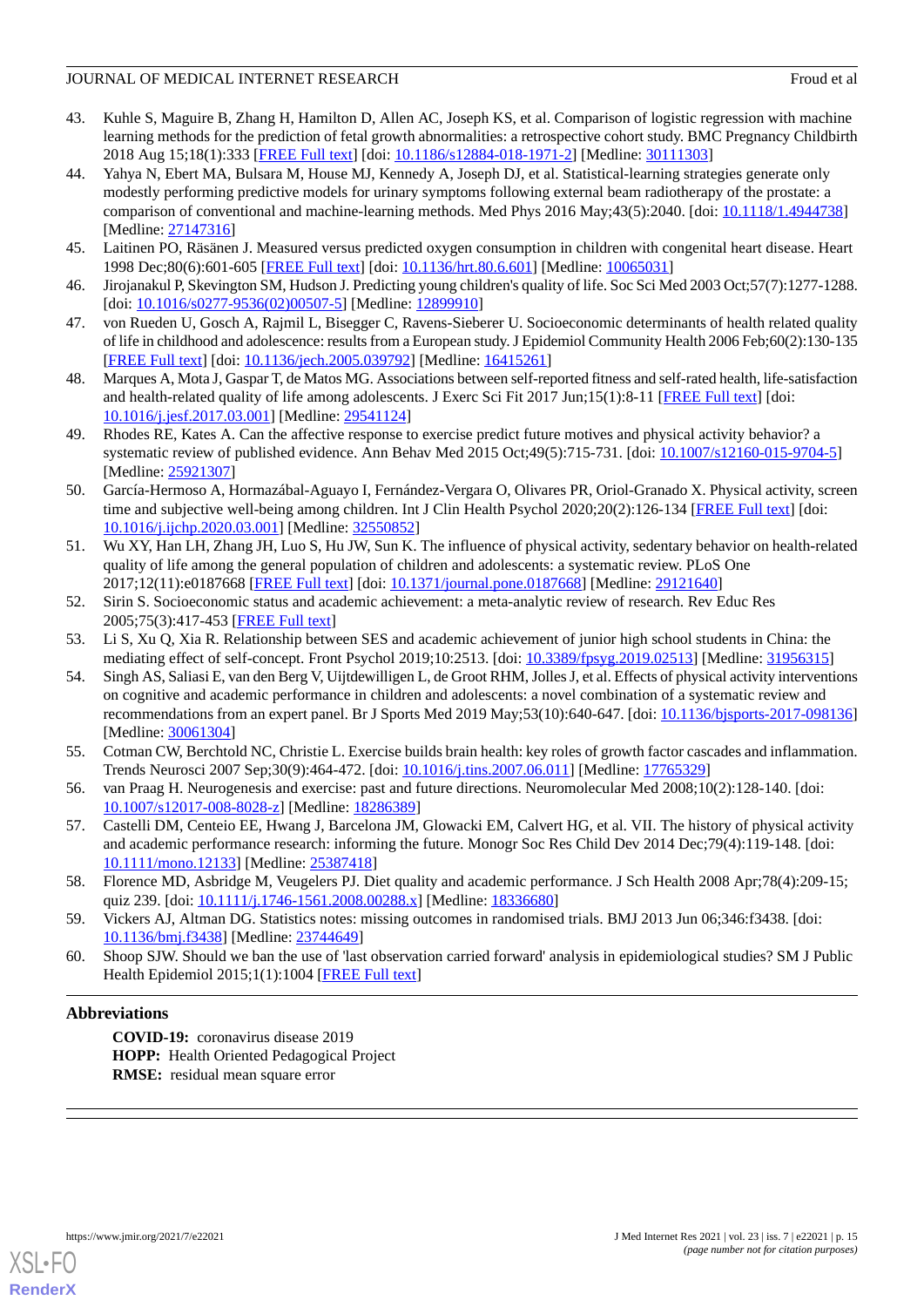43. Kuhle S, Maguire B, Zhang H, Hamilton D, Allen AC, Joseph KS, et al. Comparison of logistic regression with machine learning methods for the prediction of fetal growth abnormalities: a retrospective cohort study. BMC Pregnancy Childbirth 2018 Aug 15;18(1):333 [FREE Full text] [doi: 10.1186/s12884-018-1971-2] [Medline: 30111303]
44. Yahya N, Ebert MA, Bulsara M, House MJ, Kennedy A, Joseph DJ, et al. Statistical-learning strategies generate only modestly performing predictive models for urinary symptoms following external beam radiotherapy of the prostate: a comparison of conventional and machine-learning methods. Med Phys 2016 May;43(5):2040. [doi: 10.1118/1.4944738] [Medline: 27147316]
45. Laitinen PO, Räsänen J. Measured versus predicted oxygen consumption in children with congenital heart disease. Heart 1998 Dec;80(6):601-605 [FREE Full text] [doi: 10.1136/hrt.80.6.601] [Medline: 10065031]
46. Jirojanakul P, Skevington SM, Hudson J. Predicting young children's quality of life. Soc Sci Med 2003 Oct;57(7):1277-1288. [doi: 10.1016/s0277-9536(02)00507-5] [Medline: 12899910]
47. von Rueden U, Gosch A, Rajmil L, Bisegger C, Ravens-Sieberer U. Socioeconomic determinants of health related quality of life in childhood and adolescence: results from a European study. J Epidemiol Community Health 2006 Feb;60(2):130-135 [FREE Full text] [doi: 10.1136/jech.2005.039792] [Medline: 16415261]
48. Marques A, Mota J, Gaspar T, de Matos MG. Associations between self-reported fitness and self-rated health, life-satisfaction and health-related quality of life among adolescents. J Exerc Sci Fit 2017 Jun;15(1):8-11 [FREE Full text] [doi: 10.1016/j.jesf.2017.03.001] [Medline: 29541124]
49. Rhodes RE, Kates A. Can the affective response to exercise predict future motives and physical activity behavior? a systematic review of published evidence. Ann Behav Med 2015 Oct;49(5):715-731. [doi: 10.1007/s12160-015-9704-5] [Medline: 25921307]
50. García-Hermoso A, Hormazábal-Aguayo I, Fernández-Vergara O, Olivares PR, Oriol-Granado X. Physical activity, screen time and subjective well-being among children. Int J Clin Health Psychol 2020;20(2):126-134 [FREE Full text] [doi: 10.1016/j.ijchp.2020.03.001] [Medline: 32550852]
51. Wu XY, Han LH, Zhang JH, Luo S, Hu JW, Sun K. The influence of physical activity, sedentary behavior on health-related quality of life among the general population of children and adolescents: a systematic review. PLoS One 2017;12(11):e0187668 [FREE Full text] [doi: 10.1371/journal.pone.0187668] [Medline: 29121640]
52. Sirin S. Socioeconomic status and academic achievement: a meta-analytic review of research. Rev Educ Res 2005;75(3):417-453 [FREE Full text]
53. Li S, Xu Q, Xia R. Relationship between SES and academic achievement of junior high school students in China: the mediating effect of self-concept. Front Psychol 2019;10:2513. [doi: 10.3389/fpsyg.2019.02513] [Medline: 31956315]
54. Singh AS, Saliasi E, van den Berg V, Uijtdewilligen L, de Groot RHM, Jolles J, et al. Effects of physical activity interventions on cognitive and academic performance in children and adolescents: a novel combination of a systematic review and recommendations from an expert panel. Br J Sports Med 2019 May;53(10):640-647. [doi: 10.1136/bjsports-2017-098136] [Medline: 30061304]
55. Cotman CW, Berchtold NC, Christie L. Exercise builds brain health: key roles of growth factor cascades and inflammation. Trends Neurosci 2007 Sep;30(9):464-472. [doi: 10.1016/j.tins.2007.06.011] [Medline: 17765329]
56. van Praag H. Neurogenesis and exercise: past and future directions. Neuromolecular Med 2008;10(2):128-140. [doi: 10.1007/s12017-008-8028-z] [Medline: 18286389]
57. Castelli DM, Centeio EE, Hwang J, Barcelona JM, Glowacki EM, Calvert HG, et al. VII. The history of physical activity and academic performance research: informing the future. Monogr Soc Res Child Dev 2014 Dec;79(4):119-148. [doi: 10.1111/mono.12133] [Medline: 25387418]
58. Florence MD, Asbridge M, Veugelers PJ. Diet quality and academic performance. J Sch Health 2008 Apr;78(4):209-15; quiz 239. [doi: 10.1111/j.1746-1561.2008.00288.x] [Medline: 18336680]
59. Vickers AJ, Altman DG. Statistics notes: missing outcomes in randomised trials. BMJ 2013 Jun 06;346:f3438. [doi: 10.1136/bmj.f3438] [Medline: 23744649]
60. Shoop SJW. Should we ban the use of 'last observation carried forward' analysis in epidemiological studies? SM J Public Health Epidemiol 2015;1(1):1004 [FREE Full text]

## Abbreviations

**COVID-19:** coronavirus disease 2019
**HOPP:** Health Oriented Pedagogical Project
**RMSE:** residual mean square error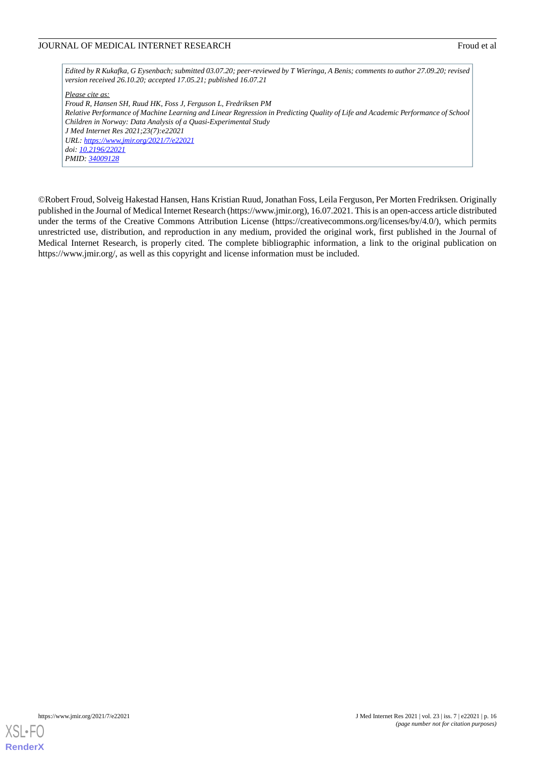*Edited by R Kukafka, G Eysenbach; submitted 03.07.20; peer-reviewed by T Wieringa, A Benis; comments to author 27.09.20; revised version received 26.10.20; accepted 17.05.21; published 16.07.21*

*Please cite as:*
*Froud R, Hansen SH, Ruud HK, Foss J, Ferguson L, Fredriksen PM*
*Relative Performance of Machine Learning and Linear Regression in Predicting Quality of Life and Academic Performance of School Children in Norway: Data Analysis of a Quasi-Experimental Study*
*J Med Internet Res 2021;23(7):e22021*
*URL: https://www.jmir.org/2021/7/e22021*
*doi: 10.2196/22021*
*PMID: 34009128*

©Robert Froud, Solveig Hakestad Hansen, Hans Kristian Ruud, Jonathan Foss, Leila Ferguson, Per Morten Fredriksen. Originally published in the Journal of Medical Internet Research (https://www.jmir.org), 16.07.2021. This is an open-access article distributed under the terms of the Creative Commons Attribution License (https://creativecommons.org/licenses/by/4.0/), which permits unrestricted use, distribution, and reproduction in any medium, provided the original work, first published in the Journal of Medical Internet Research, is properly cited. The complete bibliographic information, a link to the original publication on https://www.jmir.org/, as well as this copyright and license information must be included.